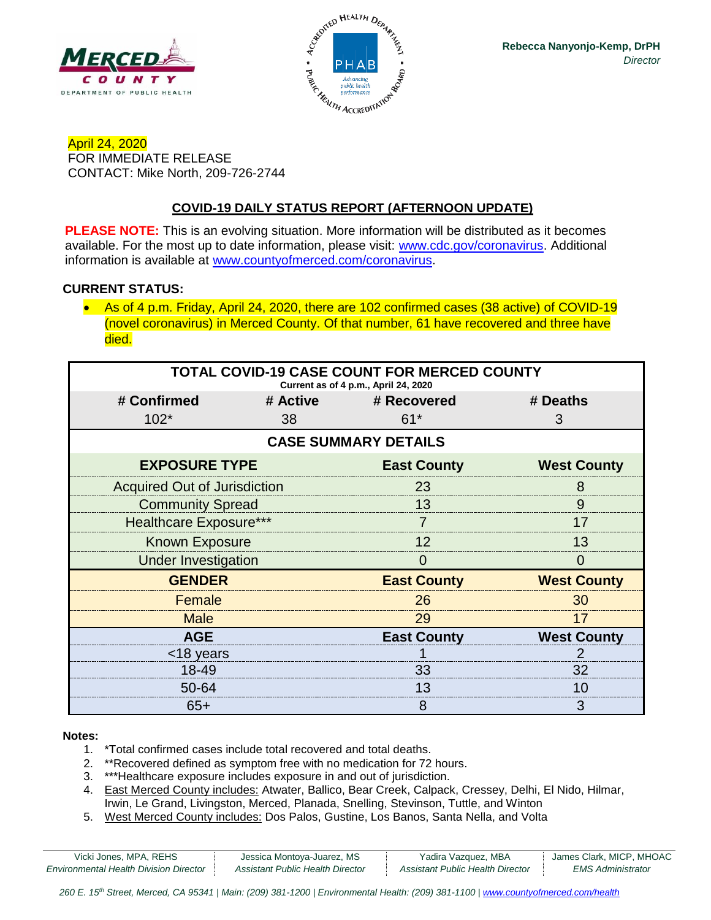MERCED COUNTY
DEPARTMENT OF PUBLIC HEALTH

**Rebecca Nanyonjo-Kemp, DrPH**
*Director*

April 24, 2020
FOR IMMEDIATE RELEASE
CONTACT: Mike North, 209-726-2744

## COVID-19 DAILY STATUS REPORT (AFTERNOON UPDATE)

**PLEASE NOTE:** This is an evolving situation. More information will be distributed as it becomes available. For the most up to date information, please visit: www.cdc.gov/coronavirus. Additional information is available at www.countyofmerced.com/coronavirus.

**CURRENT STATUS:**

- As of 4 p.m. Friday, April 24, 2020, there are 102 confirmed cases (38 active) of COVID-19 (novel coronavirus) in Merced County. Of that number, 61 have recovered and three have died.

**TOTAL COVID-19 CASE COUNT FOR MERCED COUNTY**
Current as of 4 p.m., April 24, 2020

| # Confirmed | # Active | # Recovered | # Deaths |
|---|---|---|---|
| 102* | 38 | 61* | 3 |

**CASE SUMMARY DETAILS**

| EXPOSURE TYPE | East County | West County |
|---|---|---|
| Acquired Out of Jurisdiction | 23 | 8 |
| Community Spread | 13 | 9 |
| Healthcare Exposure*** | 7 | 17 |
| Known Exposure | 12 | 13 |
| Under Investigation | 0 | 0 |
| **GENDER** | **East County** | **West County** |
| Female | 26 | 30 |
| Male | 29 | 17 |
| **AGE** | **East County** | **West County** |
| <18 years | 1 | 2 |
| 18-49 | 33 | 32 |
| 50-64 | 13 | 10 |
| 65+ | 8 | 3 |

**Notes:**

1. *Total confirmed cases include total recovered and total deaths.
2. **Recovered defined as symptom free with no medication for 72 hours.
3. ***Healthcare exposure includes exposure in and out of jurisdiction.
4. East Merced County includes: Atwater, Ballico, Bear Creek, Calpack, Cressey, Delhi, El Nido, Hilmar, Irwin, Le Grand, Livingston, Merced, Planada, Snelling, Stevinson, Tuttle, and Winton
5. West Merced County includes: Dos Palos, Gustine, Los Banos, Santa Nella, and Volta

Vicki Jones, MPA, REHS — *Environmental Health Division Director* | Jessica Montoya-Juarez, MS — *Assistant Public Health Director* | Yadira Vazquez, MBA — *Assistant Public Health Director* | James Clark, MICP, MHOAC — *EMS Administrator*

*260 E. 15th Street, Merced, CA 95341 | Main: (209) 381-1200 | Environmental Health: (209) 381-1100 | www.countyofmerced.com/health*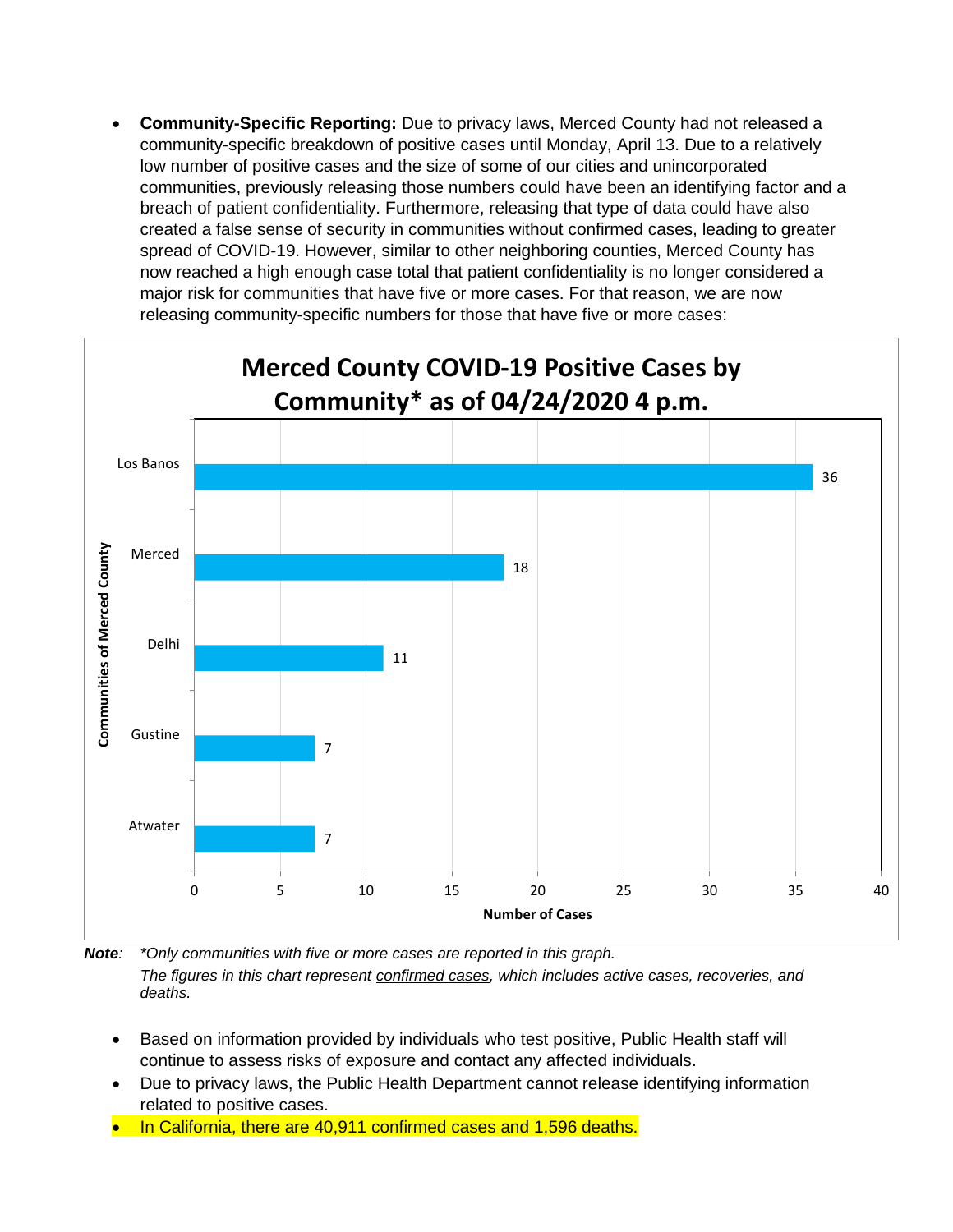- **Community-Specific Reporting:** Due to privacy laws, Merced County had not released a community-specific breakdown of positive cases until Monday, April 13. Due to a relatively low number of positive cases and the size of some of our cities and unincorporated communities, previously releasing those numbers could have been an identifying factor and a breach of patient confidentiality. Furthermore, releasing that type of data could have also created a false sense of security in communities without confirmed cases, leading to greater spread of COVID-19. However, similar to other neighboring counties, Merced County has now reached a high enough case total that patient confidentiality is no longer considered a major risk for communities that have five or more cases. For that reason, we are now releasing community-specific numbers for those that have five or more cases:

**Merced County COVID-19 Positive Cases by Community* as of 04/24/2020 4 p.m.**

| Communities of Merced County | Number of Cases |
|---|---|
| Los Banos | 36 |
| Merced | 18 |
| Delhi | 11 |
| Gustine | 7 |
| Atwater | 7 |

***Note**:* *\*Only communities with five or more cases are reported in this graph.*
*The figures in this chart represent confirmed cases, which includes active cases, recoveries, and deaths.*

- Based on information provided by individuals who test positive, Public Health staff will continue to assess risks of exposure and contact any affected individuals.
- Due to privacy laws, the Public Health Department cannot release identifying information related to positive cases.
- In California, there are 40,911 confirmed cases and 1,596 deaths.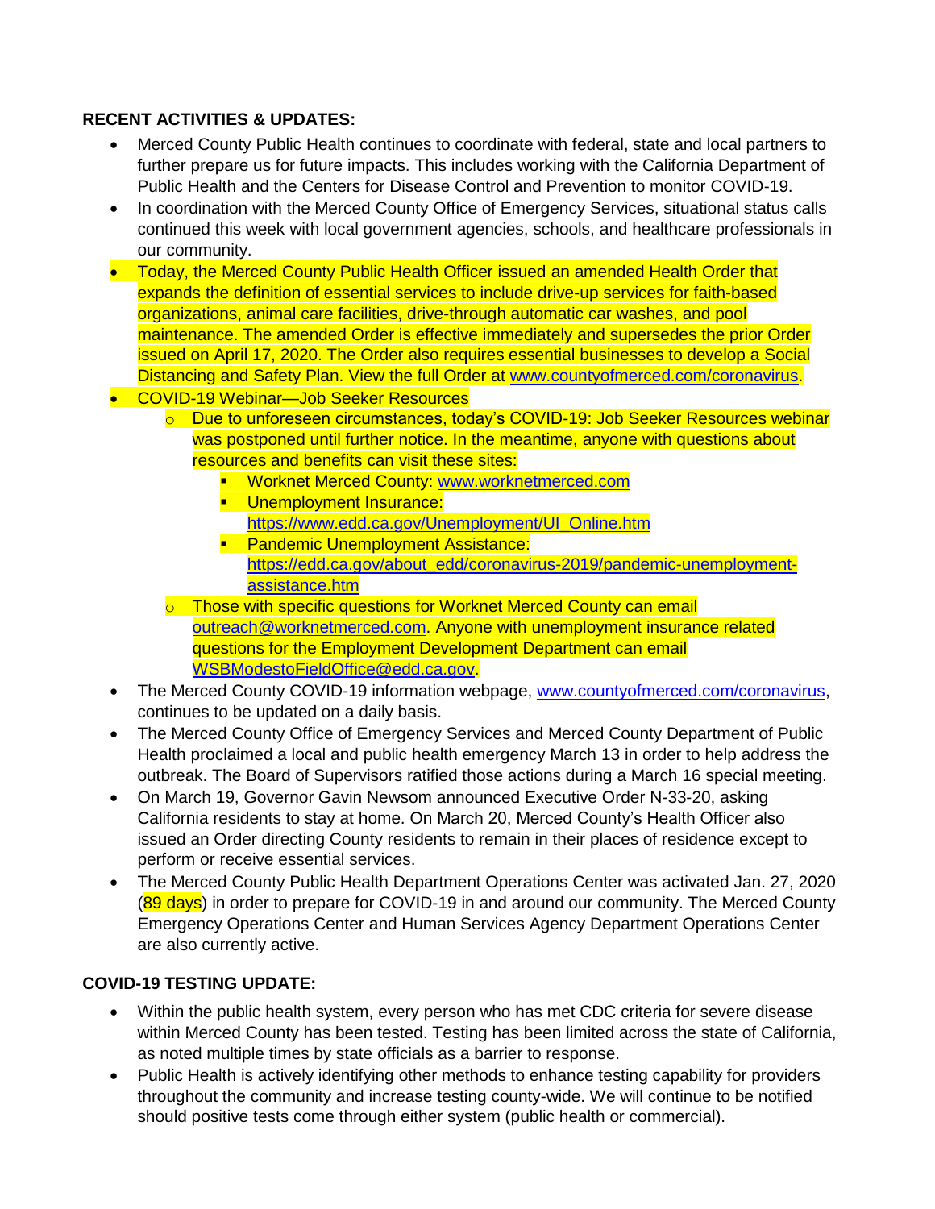**RECENT ACTIVITIES & UPDATES:**

- Merced County Public Health continues to coordinate with federal, state and local partners to further prepare us for future impacts. This includes working with the California Department of Public Health and the Centers for Disease Control and Prevention to monitor COVID-19.
- In coordination with the Merced County Office of Emergency Services, situational status calls continued this week with local government agencies, schools, and healthcare professionals in our community.
- Today, the Merced County Public Health Officer issued an amended Health Order that expands the definition of essential services to include drive-up services for faith-based organizations, animal care facilities, drive-through automatic car washes, and pool maintenance. The amended Order is effective immediately and supersedes the prior Order issued on April 17, 2020. The Order also requires essential businesses to develop a Social Distancing and Safety Plan. View the full Order at www.countyofmerced.com/coronavirus.
- COVID-19 Webinar—Job Seeker Resources
  - Due to unforeseen circumstances, today's COVID-19: Job Seeker Resources webinar was postponed until further notice. In the meantime, anyone with questions about resources and benefits can visit these sites:
    - Worknet Merced County: www.worknetmerced.com
    - Unemployment Insurance: https://www.edd.ca.gov/Unemployment/UI_Online.htm
    - Pandemic Unemployment Assistance: https://edd.ca.gov/about_edd/coronavirus-2019/pandemic-unemployment-assistance.htm
  - Those with specific questions for Worknet Merced County can email outreach@worknetmerced.com. Anyone with unemployment insurance related questions for the Employment Development Department can email WSBModestoFieldOffice@edd.ca.gov.
- The Merced County COVID-19 information webpage, www.countyofmerced.com/coronavirus, continues to be updated on a daily basis.
- The Merced County Office of Emergency Services and Merced County Department of Public Health proclaimed a local and public health emergency March 13 in order to help address the outbreak. The Board of Supervisors ratified those actions during a March 16 special meeting.
- On March 19, Governor Gavin Newsom announced Executive Order N-33-20, asking California residents to stay at home. On March 20, Merced County's Health Officer also issued an Order directing County residents to remain in their places of residence except to perform or receive essential services.
- The Merced County Public Health Department Operations Center was activated Jan. 27, 2020 (89 days) in order to prepare for COVID-19 in and around our community. The Merced County Emergency Operations Center and Human Services Agency Department Operations Center are also currently active.

**COVID-19 TESTING UPDATE:**

- Within the public health system, every person who has met CDC criteria for severe disease within Merced County has been tested. Testing has been limited across the state of California, as noted multiple times by state officials as a barrier to response.
- Public Health is actively identifying other methods to enhance testing capability for providers throughout the community and increase testing county-wide. We will continue to be notified should positive tests come through either system (public health or commercial).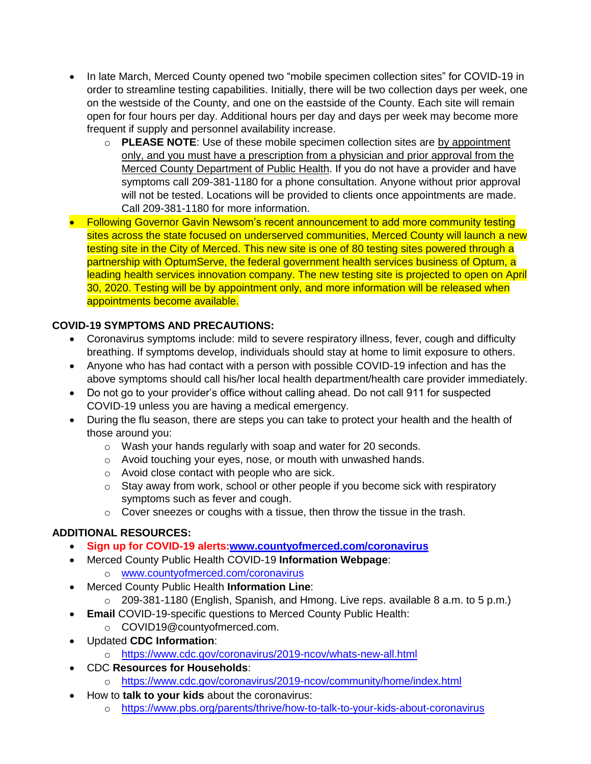- In late March, Merced County opened two "mobile specimen collection sites" for COVID-19 in order to streamline testing capabilities. Initially, there will be two collection days per week, one on the westside of the County, and one on the eastside of the County. Each site will remain open for four hours per day. Additional hours per day and days per week may become more frequent if supply and personnel availability increase.
    - **PLEASE NOTE**: Use of these mobile specimen collection sites are by appointment only, and you must have a prescription from a physician and prior approval from the Merced County Department of Public Health. If you do not have a provider and have symptoms call 209-381-1180 for a phone consultation. Anyone without prior approval will not be tested. Locations will be provided to clients once appointments are made. Call 209-381-1180 for more information.
- Following Governor Gavin Newsom's recent announcement to add more community testing sites across the state focused on underserved communities, Merced County will launch a new testing site in the City of Merced. This new site is one of 80 testing sites powered through a partnership with OptumServe, the federal government health services business of Optum, a leading health services innovation company. The new testing site is projected to open on April 30, 2020. Testing will be by appointment only, and more information will be released when appointments become available.

**COVID-19 SYMPTOMS AND PRECAUTIONS:**

- Coronavirus symptoms include: mild to severe respiratory illness, fever, cough and difficulty breathing. If symptoms develop, individuals should stay at home to limit exposure to others.
- Anyone who has had contact with a person with possible COVID-19 infection and has the above symptoms should call his/her local health department/health care provider immediately.
- Do not go to your provider's office without calling ahead. Do not call 911 for suspected COVID-19 unless you are having a medical emergency.
- During the flu season, there are steps you can take to protect your health and the health of those around you:
    - Wash your hands regularly with soap and water for 20 seconds.
    - Avoid touching your eyes, nose, or mouth with unwashed hands.
    - Avoid close contact with people who are sick.
    - Stay away from work, school or other people if you become sick with respiratory symptoms such as fever and cough.
    - Cover sneezes or coughs with a tissue, then throw the tissue in the trash.

**ADDITIONAL RESOURCES:**

- **Sign up for COVID-19 alerts:www.countyofmerced.com/coronavirus**
- Merced County Public Health COVID-19 **Information Webpage**:
    - www.countyofmerced.com/coronavirus
- Merced County Public Health **Information Line**:
    - 209-381-1180 (English, Spanish, and Hmong. Live reps. available 8 a.m. to 5 p.m.)
- **Email** COVID-19-specific questions to Merced County Public Health:
    - COVID19@countyofmerced.com.
- Updated **CDC Information**:
    - https://www.cdc.gov/coronavirus/2019-ncov/whats-new-all.html
- CDC **Resources for Households**:
    - https://www.cdc.gov/coronavirus/2019-ncov/community/home/index.html
- How to **talk to your kids** about the coronavirus:
    - https://www.pbs.org/parents/thrive/how-to-talk-to-your-kids-about-coronavirus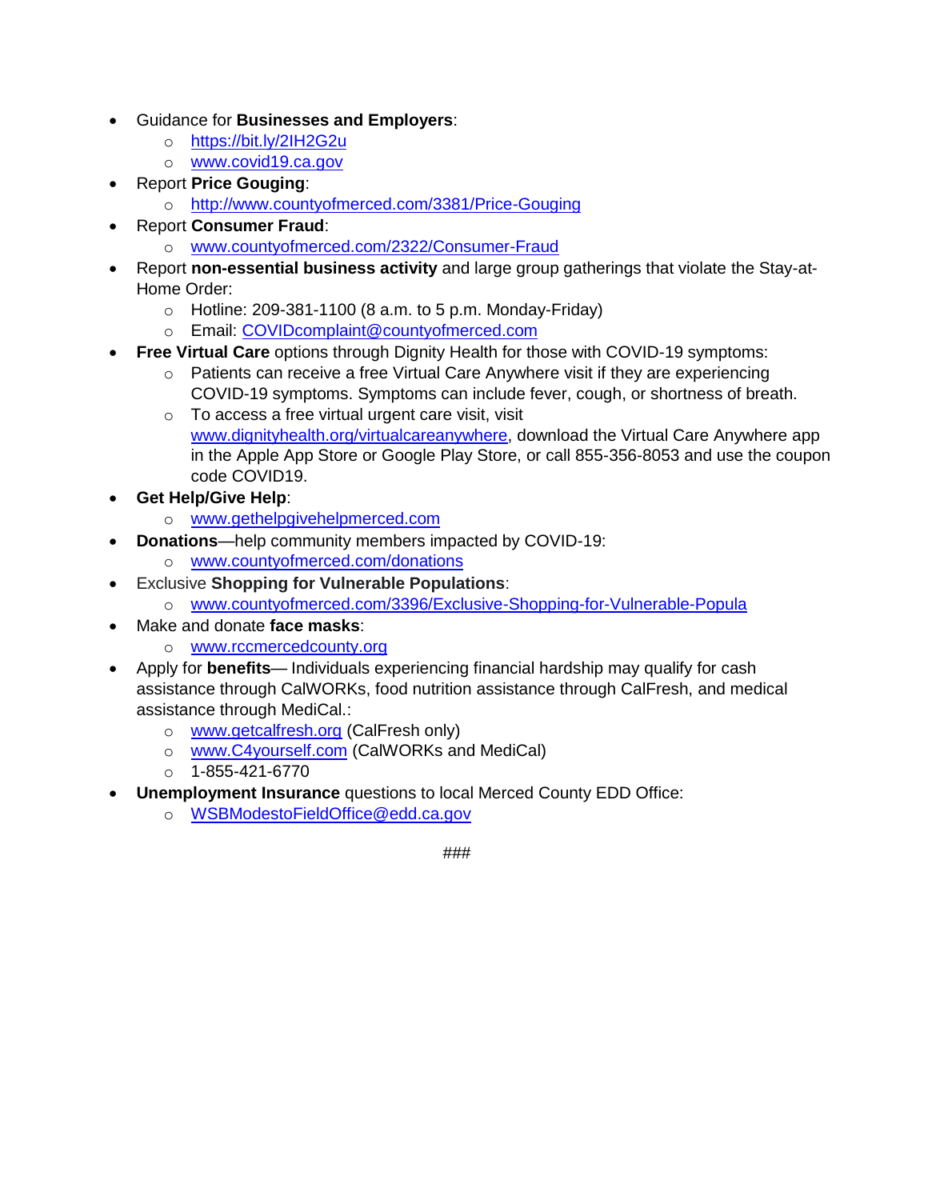- Guidance for **Businesses and Employers**:
  - https://bit.ly/2IH2G2u
  - www.covid19.ca.gov
- Report **Price Gouging**:
  - http://www.countyofmerced.com/3381/Price-Gouging
- Report **Consumer Fraud**:
  - www.countyofmerced.com/2322/Consumer-Fraud
- Report **non-essential business activity** and large group gatherings that violate the Stay-at-Home Order:
  - Hotline: 209-381-1100 (8 a.m. to 5 p.m. Monday-Friday)
  - Email: COVIDcomplaint@countyofmerced.com
- **Free Virtual Care** options through Dignity Health for those with COVID-19 symptoms:
  - Patients can receive a free Virtual Care Anywhere visit if they are experiencing COVID-19 symptoms. Symptoms can include fever, cough, or shortness of breath.
  - To access a free virtual urgent care visit, visit www.dignityhealth.org/virtualcareanywhere, download the Virtual Care Anywhere app in the Apple App Store or Google Play Store, or call 855-356-8053 and use the coupon code COVID19.
- **Get Help/Give Help**:
  - www.gethelpgivehelpmerced.com
- **Donations**—help community members impacted by COVID-19:
  - www.countyofmerced.com/donations
- Exclusive **Shopping for Vulnerable Populations**:
  - www.countyofmerced.com/3396/Exclusive-Shopping-for-Vulnerable-Popula
- Make and donate **face masks**:
  - www.rccmercedcounty.org
- Apply for **benefits**— Individuals experiencing financial hardship may qualify for cash assistance through CalWORKs, food nutrition assistance through CalFresh, and medical assistance through MediCal.:
  - www.getcalfresh.org (CalFresh only)
  - www.C4yourself.com (CalWORKs and MediCal)
  - 1-855-421-6770
- **Unemployment Insurance** questions to local Merced County EDD Office:
  - WSBModestoFieldOffice@edd.ca.gov

###